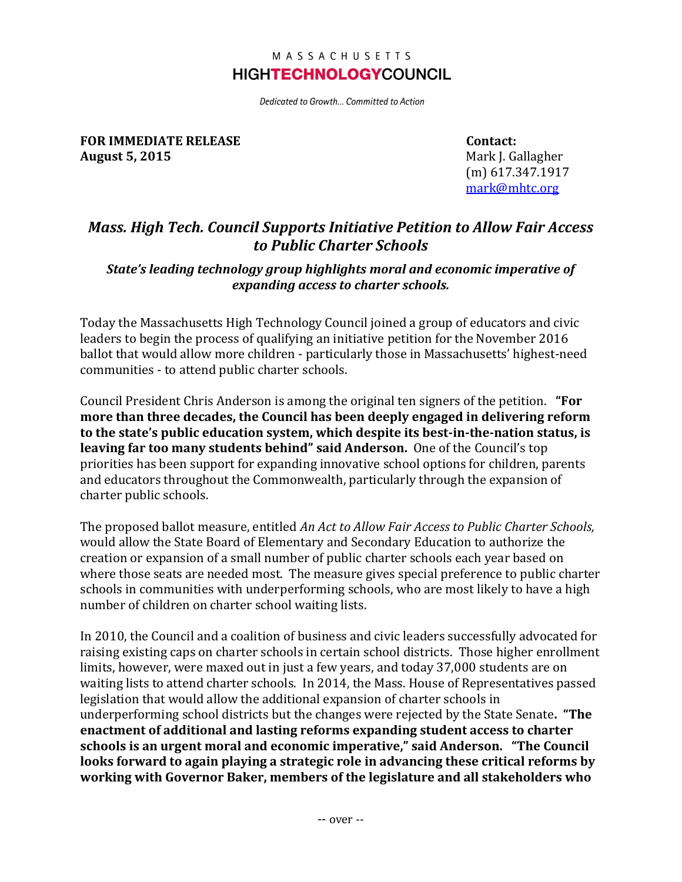MASSACHUSETTS
**HIGHTECHNOLOGYCOUNCIL**

*Dedicated to Growth… Committed to Action*

**FOR IMMEDIATE RELEASE**
**August 5, 2015**

**Contact:**
Mark J. Gallagher
(m) 617.347.1917
mark@mhtc.org

# *Mass. High Tech. Council Supports Initiative Petition to Allow Fair Access to Public Charter Schools*

### *State's leading technology group highlights moral and economic imperative of expanding access to charter schools.*

Today the Massachusetts High Technology Council joined a group of educators and civic leaders to begin the process of qualifying an initiative petition for the November 2016 ballot that would allow more children - particularly those in Massachusetts' highest-need communities - to attend public charter schools.

Council President Chris Anderson is among the original ten signers of the petition. **"For more than three decades, the Council has been deeply engaged in delivering reform to the state's public education system, which despite its best-in-the-nation status, is leaving far too many students behind" said Anderson.** One of the Council's top priorities has been support for expanding innovative school options for children, parents and educators throughout the Commonwealth, particularly through the expansion of charter public schools.

The proposed ballot measure, entitled *An Act to Allow Fair Access to Public Charter Schools,* would allow the State Board of Elementary and Secondary Education to authorize the creation or expansion of a small number of public charter schools each year based on where those seats are needed most. The measure gives special preference to public charter schools in communities with underperforming schools, who are most likely to have a high number of children on charter school waiting lists.

In 2010, the Council and a coalition of business and civic leaders successfully advocated for raising existing caps on charter schools in certain school districts. Those higher enrollment limits, however, were maxed out in just a few years, and today 37,000 students are on waiting lists to attend charter schools. In 2014, the Mass. House of Representatives passed legislation that would allow the additional expansion of charter schools in underperforming school districts but the changes were rejected by the State Senate**. "The enactment of additional and lasting reforms expanding student access to charter schools is an urgent moral and economic imperative," said Anderson. "The Council looks forward to again playing a strategic role in advancing these critical reforms by working with Governor Baker, members of the legislature and all stakeholders who**

-- over --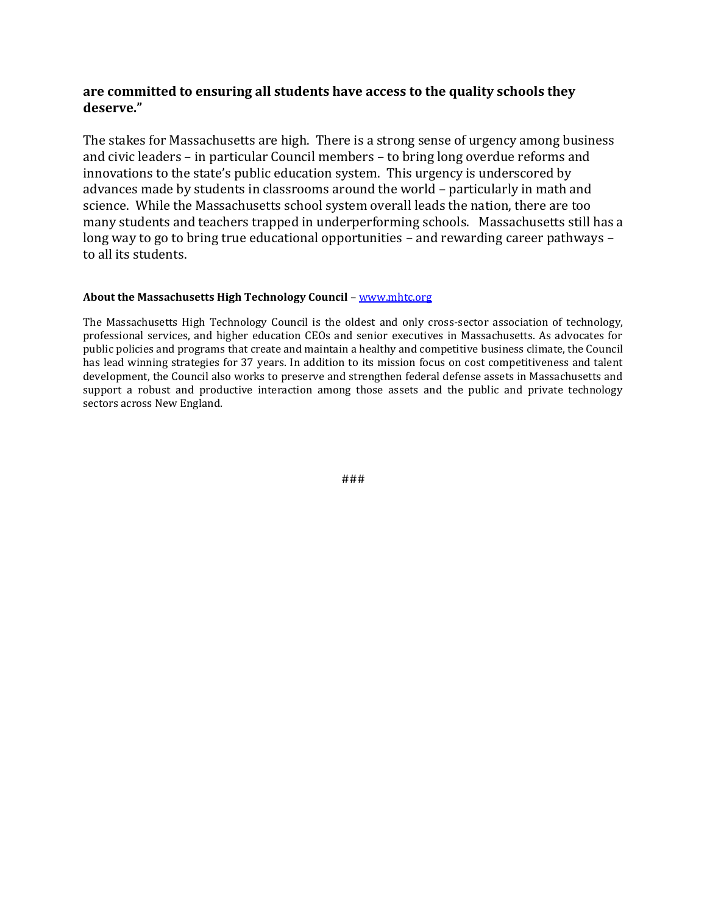**are committed to ensuring all students have access to the quality schools they deserve."**

The stakes for Massachusetts are high. There is a strong sense of urgency among business and civic leaders – in particular Council members – to bring long overdue reforms and innovations to the state's public education system. This urgency is underscored by advances made by students in classrooms around the world – particularly in math and science. While the Massachusetts school system overall leads the nation, there are too many students and teachers trapped in underperforming schools. Massachusetts still has a long way to go to bring true educational opportunities – and rewarding career pathways – to all its students.

**About the Massachusetts High Technology Council** – www.mhtc.org

The Massachusetts High Technology Council is the oldest and only cross-sector association of technology, professional services, and higher education CEOs and senior executives in Massachusetts. As advocates for public policies and programs that create and maintain a healthy and competitive business climate, the Council has lead winning strategies for 37 years. In addition to its mission focus on cost competitiveness and talent development, the Council also works to preserve and strengthen federal defense assets in Massachusetts and support a robust and productive interaction among those assets and the public and private technology sectors across New England.

###